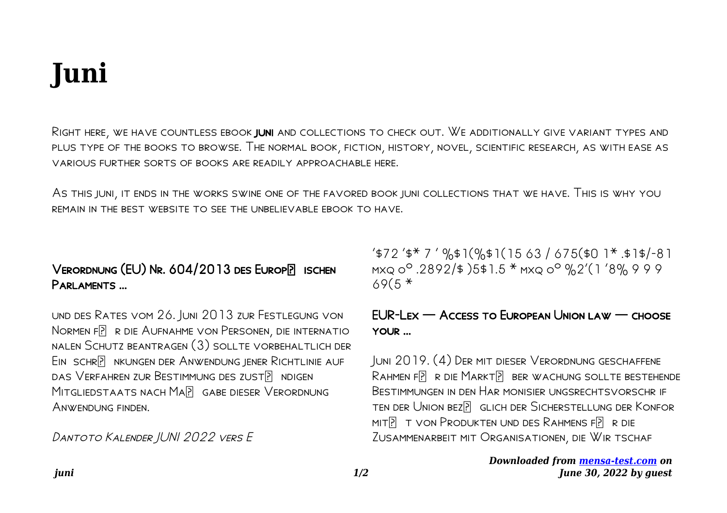# Juni

Right here, we have countless ebook **juni** and collections to check out. We additionally give variant types and plus type of the books to browse. The normal book, fiction, history, novel, scientific research, as with ease as various further sorts of books are readily approachable here.

As this juni, it ends in the works swine one of the favored book juni collections that we have. This is why you remain in the best website to see the unbelievable ebook to have.

## Verordnung (EU) Nr. 604/2013 des Europ� ischen Parlaments …

und des Rates vom 26. Juni 2013 zur Festlegung von Normen f� r die Aufnahme von Personen, die internatio nalen Schutz beantragen (3) sollte vorbehaltlich der Ein schr� nkungen der Anwendung jener Richtlinie auf das Verfahren zur Bestimmung des zust� ndigen Mitgliedstaats nach Ma� gabe dieser Verordnung Anwendung finden.

*Dantoto Kalender JUNI 2022 vers E*

'$72 '$* 7 ' %$1(%$1(15 63 / 675($0 1* .$1$/-81 mxq o° .2892/$ )5$1.5 * mxq o° %2'(1 '8% 9 9 9 69(5 *

## EUR-Lex — Access to European Union law — choose your …

Juni 2019. (4) Der mit dieser Verordnung geschaffene Rahmen f� r die Markt� ber wachung sollte bestehende Bestimmungen in den Har monisier ungsrechtsvorschr if ten der Union bez� glich der Sicherstellung der Konfor mit� t von Produkten und des Rahmens f� r die Zusammenarbeit mit Organisationen, die Wir tschaf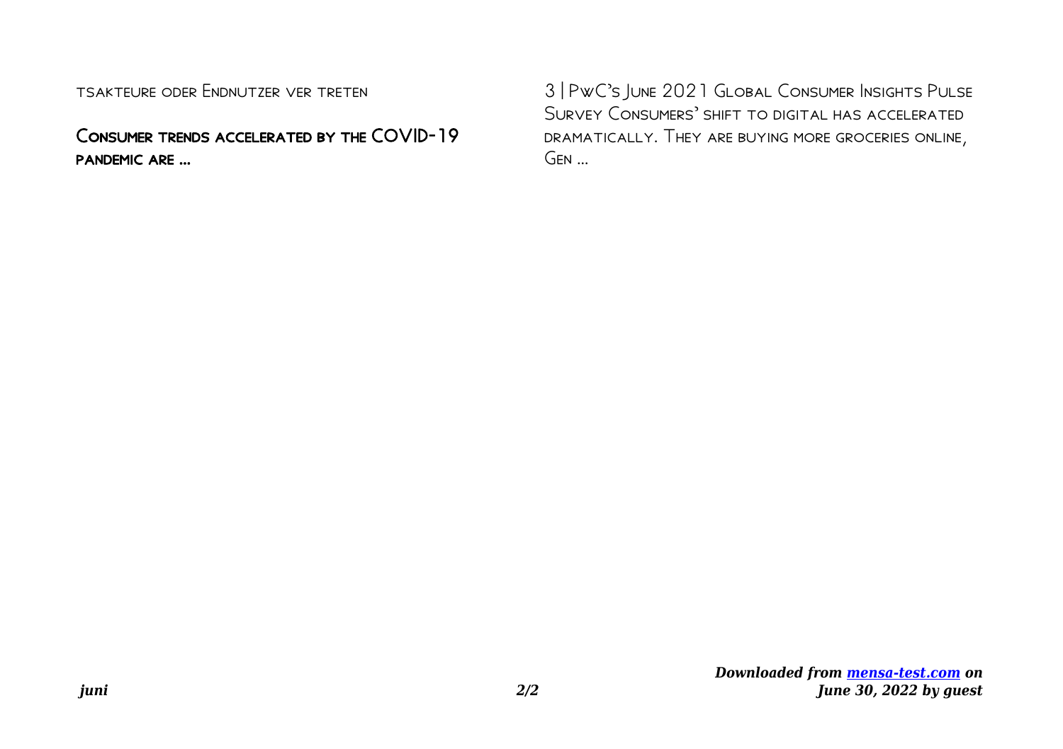tsakteure oder Endnutzer ver treten

## Consumer trends accelerated by the COVID-19 pandemic are ...

3 | PwC's June 2021 Global Consumer Insights Pulse Survey Consumers' shift to digital has accelerated dramatically. They are buying more groceries online, Gen ...